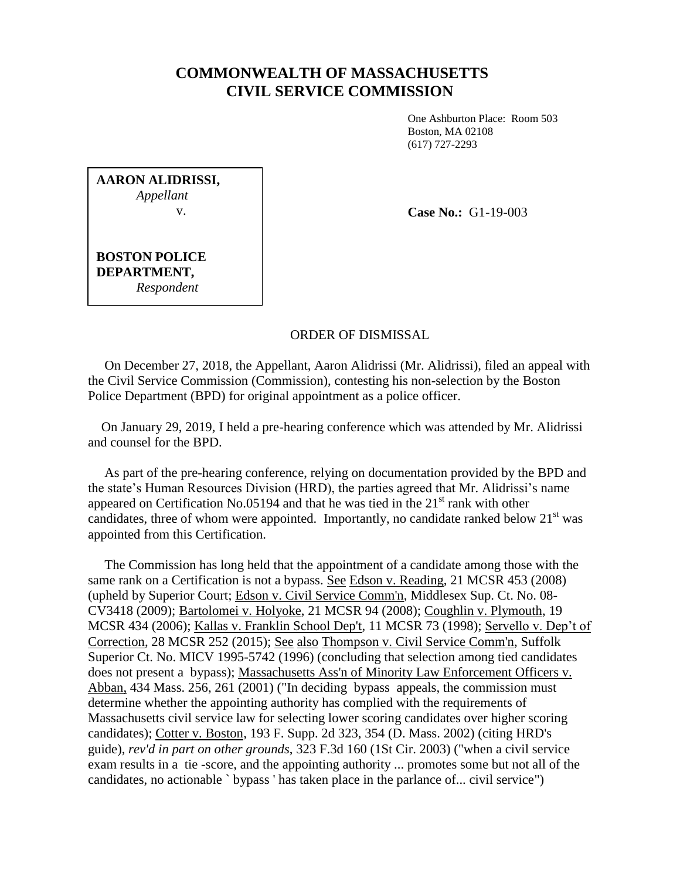# COMMONWEALTH OF MASSACHUSETTS
# CIVIL SERVICE COMMISSION

One Ashburton Place: Room 503
Boston, MA 02108
(617) 727-2293

**AARON ALIDRISSI,**
*Appellant*
v.

**BOSTON POLICE DEPARTMENT,**
*Respondent*

**Case No.:** G1-19-003

ORDER OF DISMISSAL

On December 27, 2018, the Appellant, Aaron Alidrissi (Mr. Alidrissi), filed an appeal with the Civil Service Commission (Commission), contesting his non-selection by the Boston Police Department (BPD) for original appointment as a police officer.

On January 29, 2019, I held a pre-hearing conference which was attended by Mr. Alidrissi and counsel for the BPD.

As part of the pre-hearing conference, relying on documentation provided by the BPD and the state's Human Resources Division (HRD), the parties agreed that Mr. Alidrissi's name appeared on Certification No.05194 and that he was tied in the 21st rank with other candidates, three of whom were appointed. Importantly, no candidate ranked below 21st was appointed from this Certification.

The Commission has long held that the appointment of a candidate among those with the same rank on a Certification is not a bypass. See Edson v. Reading, 21 MCSR 453 (2008) (upheld by Superior Court; Edson v. Civil Service Comm'n, Middlesex Sup. Ct. No. 08-CV3418 (2009); Bartolomei v. Holyoke, 21 MCSR 94 (2008); Coughlin v. Plymouth, 19 MCSR 434 (2006); Kallas v. Franklin School Dep't, 11 MCSR 73 (1998); Servello v. Dep't of Correction, 28 MCSR 252 (2015); See also Thompson v. Civil Service Comm'n, Suffolk Superior Ct. No. MICV 1995-5742 (1996) (concluding that selection among tied candidates does not present a bypass); Massachusetts Ass'n of Minority Law Enforcement Officers v. Abban, 434 Mass. 256, 261 (2001) ("In deciding bypass appeals, the commission must determine whether the appointing authority has complied with the requirements of Massachusetts civil service law for selecting lower scoring candidates over higher scoring candidates); Cotter v. Boston, 193 F. Supp. 2d 323, 354 (D. Mass. 2002) (citing HRD's guide), *rev'd in part on other grounds*, 323 F.3d 160 (1St Cir. 2003) ("when a civil service exam results in a tie -score, and the appointing authority ... promotes some but not all of the candidates, no actionable ` bypass ' has taken place in the parlance of... civil service")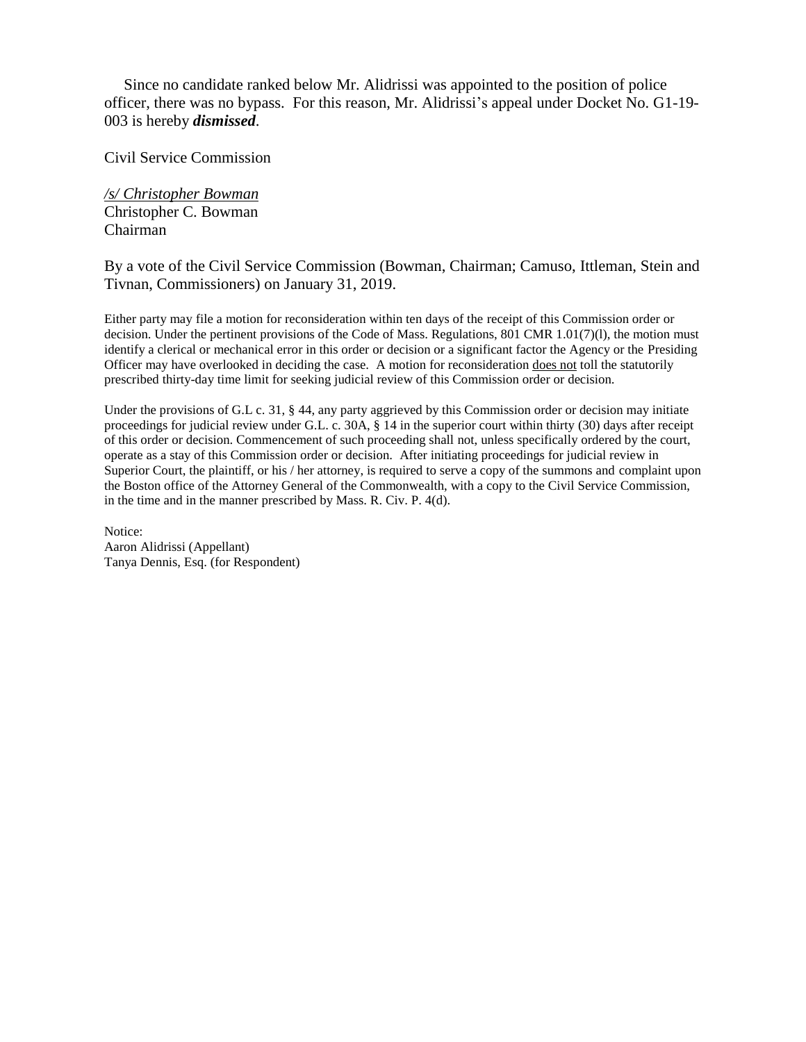Since no candidate ranked below Mr. Alidrissi was appointed to the position of police officer, there was no bypass. For this reason, Mr. Alidrissi's appeal under Docket No. G1-19-003 is hereby ***dismissed***.

Civil Service Commission

*/s/ Christopher Bowman*
Christopher C. Bowman
Chairman

By a vote of the Civil Service Commission (Bowman, Chairman; Camuso, Ittleman, Stein and Tivnan, Commissioners) on January 31, 2019.

Either party may file a motion for reconsideration within ten days of the receipt of this Commission order or decision. Under the pertinent provisions of the Code of Mass. Regulations, 801 CMR 1.01(7)(l), the motion must identify a clerical or mechanical error in this order or decision or a significant factor the Agency or the Presiding Officer may have overlooked in deciding the case. A motion for reconsideration does not toll the statutorily prescribed thirty-day time limit for seeking judicial review of this Commission order or decision.

Under the provisions of G.L c. 31, § 44, any party aggrieved by this Commission order or decision may initiate proceedings for judicial review under G.L. c. 30A, § 14 in the superior court within thirty (30) days after receipt of this order or decision. Commencement of such proceeding shall not, unless specifically ordered by the court, operate as a stay of this Commission order or decision. After initiating proceedings for judicial review in Superior Court, the plaintiff, or his / her attorney, is required to serve a copy of the summons and complaint upon the Boston office of the Attorney General of the Commonwealth, with a copy to the Civil Service Commission, in the time and in the manner prescribed by Mass. R. Civ. P. 4(d).

Notice:
Aaron Alidrissi (Appellant)
Tanya Dennis, Esq. (for Respondent)